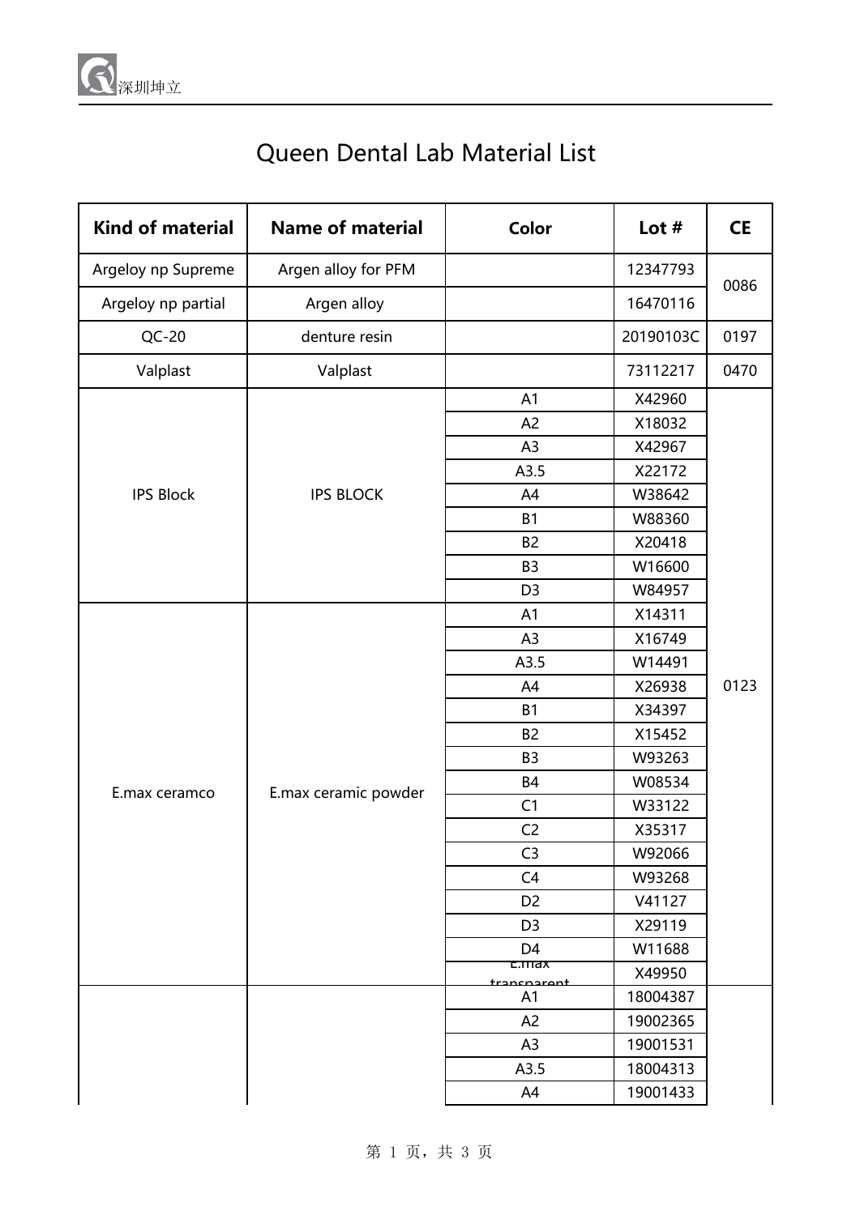# Queen Dental Lab Material List

| Kind of material | Name of material | Color | Lot # | CE |
|---|---|---|---|---|
| Argeloy np Supreme | Argen alloy for PFM | | 12347793 | 0086 |
| Argeloy np partial | Argen alloy | | 16470116 | |
| QC-20 | denture resin | | 20190103C | 0197 |
| Valplast | Valplast | | 73112217 | 0470 |
| IPS Block | IPS BLOCK | A1 | X42960 | 0123 |
| | | A2 | X18032 | |
| | | A3 | X42967 | |
| | | A3.5 | X22172 | |
| | | A4 | W38642 | |
| | | B1 | W88360 | |
| | | B2 | X20418 | |
| | | B3 | W16600 | |
| | | D3 | W84957 | |
| E.max ceramco | E.max ceramic powder | A1 | X14311 | |
| | | A3 | X16749 | |
| | | A3.5 | W14491 | |
| | | A4 | X26938 | |
| | | B1 | X34397 | |
| | | B2 | X15452 | |
| | | B3 | W93263 | |
| | | B4 | W08534 | |
| | | C1 | W33122 | |
| | | C2 | X35317 | |
| | | C3 | W92066 | |
| | | C4 | W93268 | |
| | | D2 | V41127 | |
| | | D3 | X29119 | |
| | | D4 | W11688 | |
| | | E.max transparent | X49950 | |
| | | A1 | 18004387 | |
| | | A2 | 19002365 | |
| | | A3 | 19001531 | |
| | | A3.5 | 18004313 | |
| | | A4 | 19001433 | |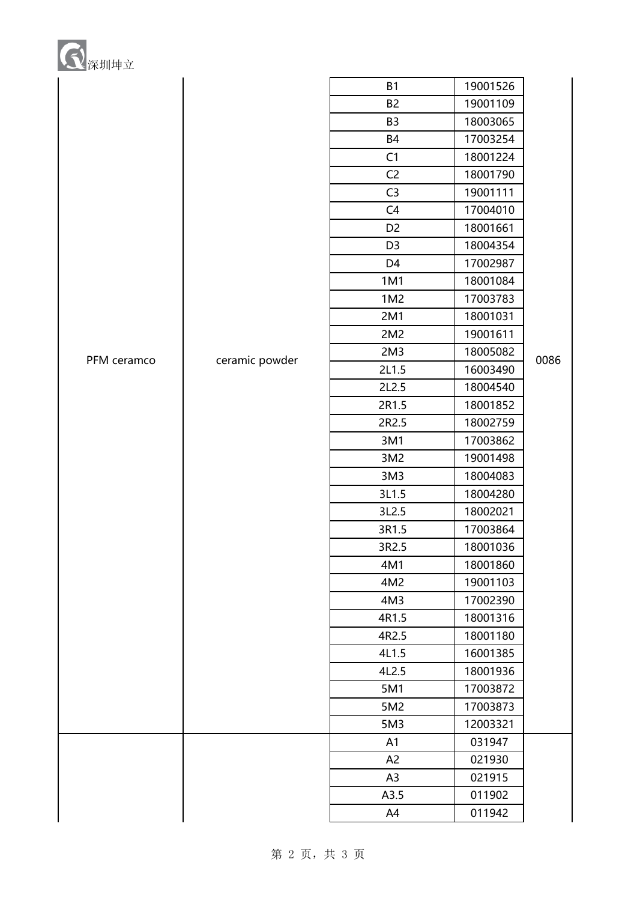| | | | | |
|---|---|---|---|---|
| PFM ceramco | ceramic powder | B1 | 19001526 | 0086 |
| | | B2 | 19001109 | |
| | | B3 | 18003065 | |
| | | B4 | 17003254 | |
| | | C1 | 18001224 | |
| | | C2 | 18001790 | |
| | | C3 | 19001111 | |
| | | C4 | 17004010 | |
| | | D2 | 18001661 | |
| | | D3 | 18004354 | |
| | | D4 | 17002987 | |
| | | 1M1 | 18001084 | |
| | | 1M2 | 17003783 | |
| | | 2M1 | 18001031 | |
| | | 2M2 | 19001611 | |
| | | 2M3 | 18005082 | |
| | | 2L1.5 | 16003490 | |
| | | 2L2.5 | 18004540 | |
| | | 2R1.5 | 18001852 | |
| | | 2R2.5 | 18002759 | |
| | | 3M1 | 17003862 | |
| | | 3M2 | 19001498 | |
| | | 3M3 | 18004083 | |
| | | 3L1.5 | 18004280 | |
| | | 3L2.5 | 18002021 | |
| | | 3R1.5 | 17003864 | |
| | | 3R2.5 | 18001036 | |
| | | 4M1 | 18001860 | |
| | | 4M2 | 19001103 | |
| | | 4M3 | 17002390 | |
| | | 4R1.5 | 18001316 | |
| | | 4R2.5 | 18001180 | |
| | | 4L1.5 | 16001385 | |
| | | 4L2.5 | 18001936 | |
| | | 5M1 | 17003872 | |
| | | 5M2 | 17003873 | |
| | | 5M3 | 12003321 | |
| | | A1 | 031947 | |
| | | A2 | 021930 | |
| | | A3 | 021915 | |
| | | A3.5 | 011902 | |
| | | A4 | 011942 | |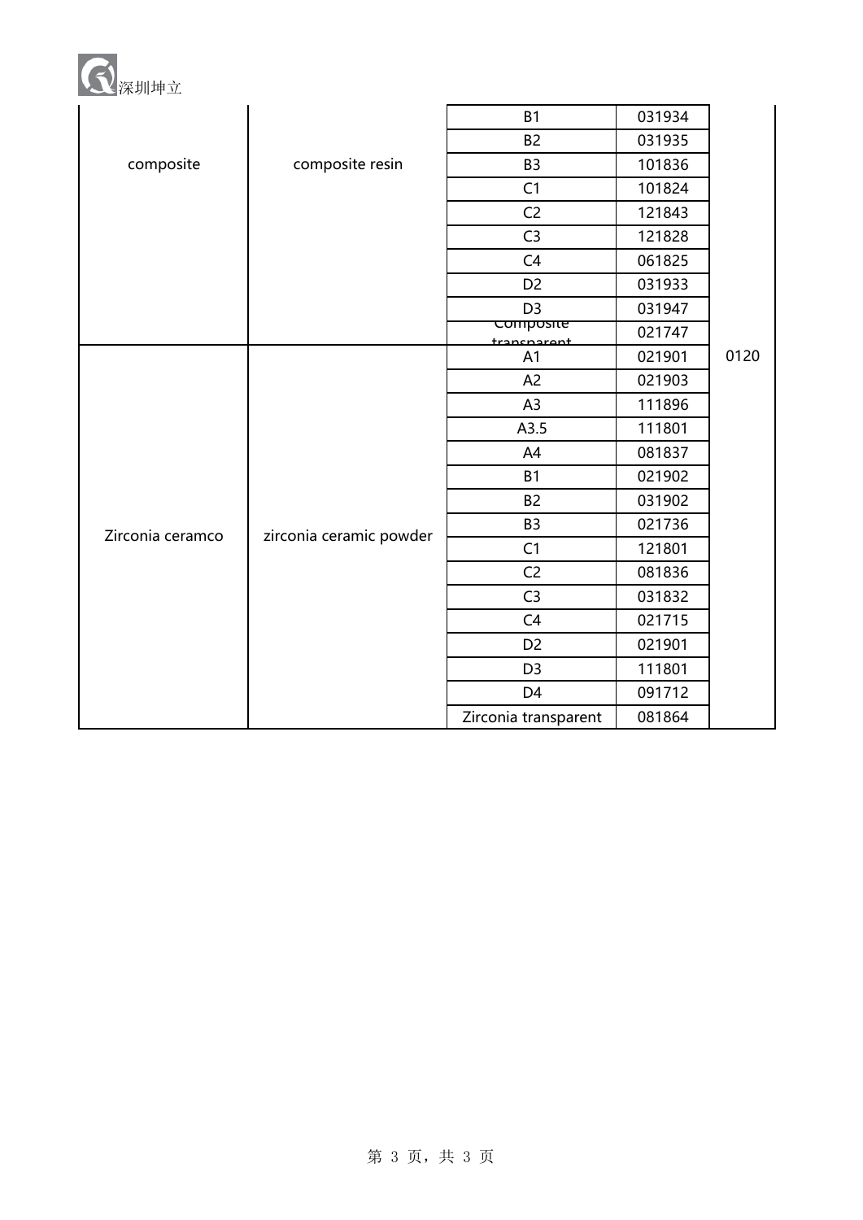| | | | | |
|---|---|---|---|---|
| composite | composite resin | B1 | 031934 | 0120 |
| | | B2 | 031935 | |
| | | B3 | 101836 | |
| | | C1 | 101824 | |
| | | C2 | 121843 | |
| | | C3 | 121828 | |
| | | C4 | 061825 | |
| | | D2 | 031933 | |
| | | D3 | 031947 | |
| | | Composite transparent | 021747 | |
| Zirconia ceramco | zirconia ceramic powder | A1 | 021901 | |
| | | A2 | 021903 | |
| | | A3 | 111896 | |
| | | A3.5 | 111801 | |
| | | A4 | 081837 | |
| | | B1 | 021902 | |
| | | B2 | 031902 | |
| | | B3 | 021736 | |
| | | C1 | 121801 | |
| | | C2 | 081836 | |
| | | C3 | 031832 | |
| | | C4 | 021715 | |
| | | D2 | 021901 | |
| | | D3 | 111801 | |
| | | D4 | 091712 | |
| | | Zirconia transparent | 081864 | |